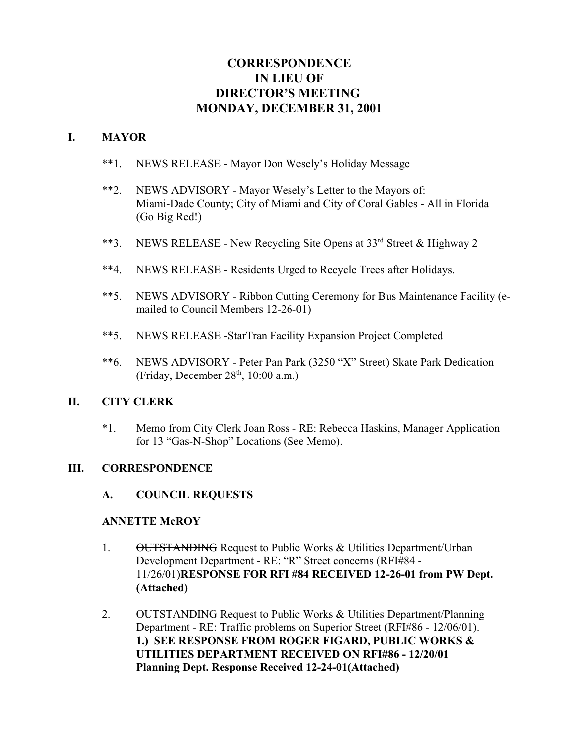# CORRESPONDENCE
# IN LIEU OF
# DIRECTOR'S MEETING
# MONDAY, DECEMBER 31, 2001

## I. MAYOR

**1. NEWS RELEASE - Mayor Don Wesely's Holiday Message

**2. NEWS ADVISORY - Mayor Wesely's Letter to the Mayors of: Miami-Dade County; City of Miami and City of Coral Gables - All in Florida (Go Big Red!)

**3. NEWS RELEASE - New Recycling Site Opens at 33rd Street & Highway 2

**4. NEWS RELEASE - Residents Urged to Recycle Trees after Holidays.

**5. NEWS ADVISORY - Ribbon Cutting Ceremony for Bus Maintenance Facility (e-mailed to Council Members 12-26-01)

**5. NEWS RELEASE -StarTran Facility Expansion Project Completed

**6. NEWS ADVISORY - Peter Pan Park (3250 "X" Street) Skate Park Dedication (Friday, December 28th, 10:00 a.m.)

## II. CITY CLERK

*1. Memo from City Clerk Joan Ross - RE: Rebecca Haskins, Manager Application for 13 "Gas-N-Shop" Locations (See Memo).

## III. CORRESPONDENCE

### A. COUNCIL REQUESTS

**ANNETTE McROY**

1. ~~OUTSTANDING~~ Request to Public Works & Utilities Department/Urban Development Department - RE: "R" Street concerns (RFI#84 - 11/26/01)**RESPONSE FOR RFI #84 RECEIVED 12-26-01 from PW Dept. (Attached)**

2. ~~OUTSTANDING~~ Request to Public Works & Utilities Department/Planning Department - RE: Traffic problems on Superior Street (RFI#86 - 12/06/01). — **1.) SEE RESPONSE FROM ROGER FIGARD, PUBLIC WORKS & UTILITIES DEPARTMENT RECEIVED ON RFI#86 - 12/20/01 Planning Dept. Response Received 12-24-01(Attached)**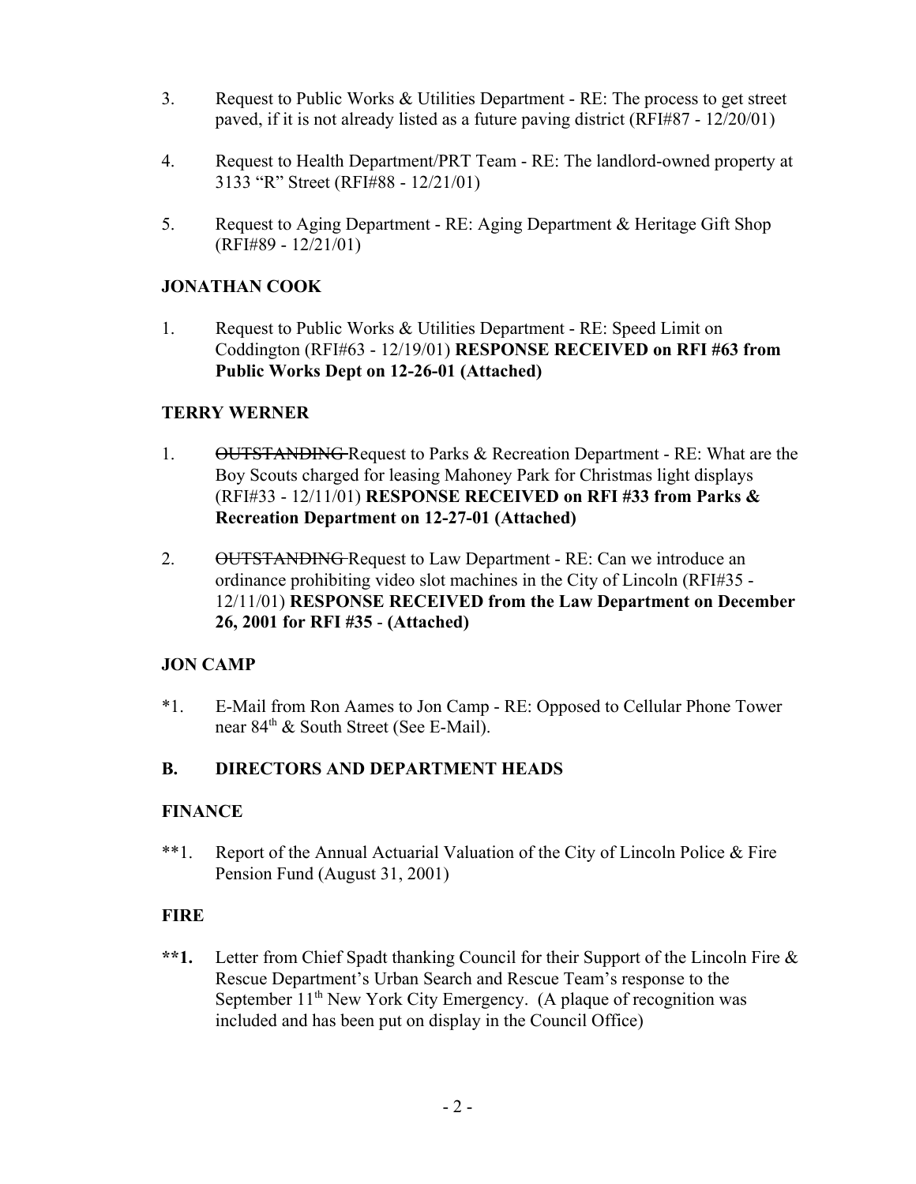3. Request to Public Works & Utilities Department - RE: The process to get street paved, if it is not already listed as a future paving district (RFI#87 - 12/20/01)

4. Request to Health Department/PRT Team - RE: The landlord-owned property at 3133 "R" Street (RFI#88 - 12/21/01)

5. Request to Aging Department - RE: Aging Department & Heritage Gift Shop (RFI#89 - 12/21/01)

**JONATHAN COOK**

1. Request to Public Works & Utilities Department - RE: Speed Limit on Coddington (RFI#63 - 12/19/01) **RESPONSE RECEIVED on RFI #63 from Public Works Dept on 12-26-01 (Attached)**

**TERRY WERNER**

1. ~~OUTSTANDING~~ Request to Parks & Recreation Department - RE: What are the Boy Scouts charged for leasing Mahoney Park for Christmas light displays (RFI#33 - 12/11/01) **RESPONSE RECEIVED on RFI #33 from Parks & Recreation Department on 12-27-01 (Attached)**

2. ~~OUTSTANDING~~ Request to Law Department - RE: Can we introduce an ordinance prohibiting video slot machines in the City of Lincoln (RFI#35 - 12/11/01) **RESPONSE RECEIVED from the Law Department on December 26, 2001 for RFI #35 - (Attached)**

**JON CAMP**

*1. E-Mail from Ron Aames to Jon Camp - RE: Opposed to Cellular Phone Tower near 84th & South Street (See E-Mail).

## B. DIRECTORS AND DEPARTMENT HEADS

**FINANCE**

**1. Report of the Annual Actuarial Valuation of the City of Lincoln Police & Fire Pension Fund (August 31, 2001)

**FIRE**

**\*\*1.** Letter from Chief Spadt thanking Council for their Support of the Lincoln Fire & Rescue Department's Urban Search and Rescue Team's response to the September 11th New York City Emergency. (A plaque of recognition was included and has been put on display in the Council Office)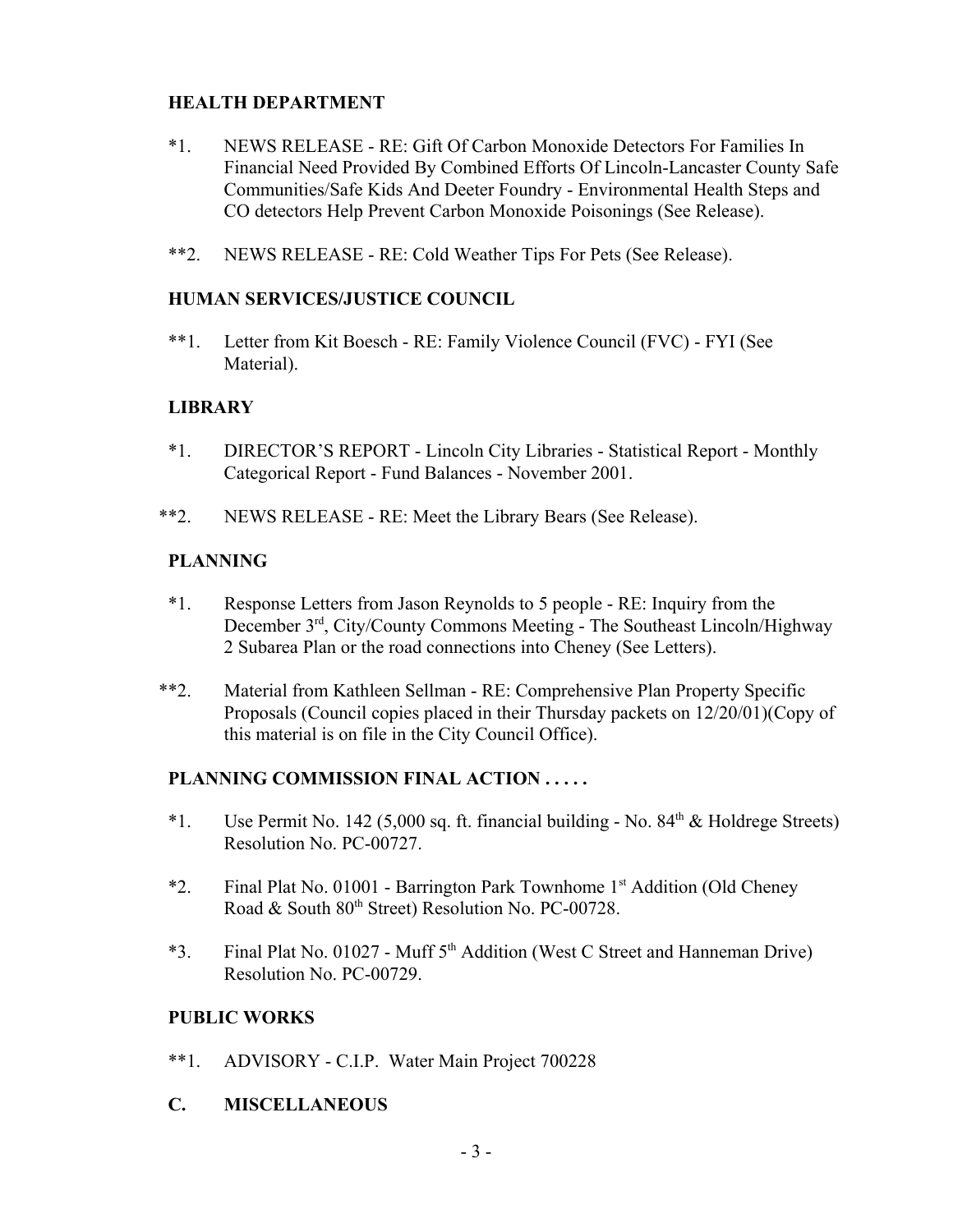**HEALTH DEPARTMENT**

*1. NEWS RELEASE - RE: Gift Of Carbon Monoxide Detectors For Families In Financial Need Provided By Combined Efforts Of Lincoln-Lancaster County Safe Communities/Safe Kids And Deeter Foundry - Environmental Health Steps and CO detectors Help Prevent Carbon Monoxide Poisonings (See Release).

**2. NEWS RELEASE - RE: Cold Weather Tips For Pets (See Release).

**HUMAN SERVICES/JUSTICE COUNCIL**

**1. Letter from Kit Boesch - RE: Family Violence Council (FVC) - FYI (See Material).

**LIBRARY**

*1. DIRECTOR'S REPORT - Lincoln City Libraries - Statistical Report - Monthly Categorical Report - Fund Balances - November 2001.

**2. NEWS RELEASE - RE: Meet the Library Bears (See Release).

**PLANNING**

*1. Response Letters from Jason Reynolds to 5 people - RE: Inquiry from the December 3rd, City/County Commons Meeting - The Southeast Lincoln/Highway 2 Subarea Plan or the road connections into Cheney (See Letters).

**2. Material from Kathleen Sellman - RE: Comprehensive Plan Property Specific Proposals (Council copies placed in their Thursday packets on 12/20/01)(Copy of this material is on file in the City Council Office).

**PLANNING COMMISSION FINAL ACTION . . . . .**

*1. Use Permit No. 142 (5,000 sq. ft. financial building - No. 84th & Holdrege Streets) Resolution No. PC-00727.

*2. Final Plat No. 01001 - Barrington Park Townhome 1st Addition (Old Cheney Road & South 80th Street) Resolution No. PC-00728.

*3. Final Plat No. 01027 - Muff 5th Addition (West C Street and Hanneman Drive) Resolution No. PC-00729.

**PUBLIC WORKS**

**1. ADVISORY - C.I.P. Water Main Project 700228

**C. MISCELLANEOUS**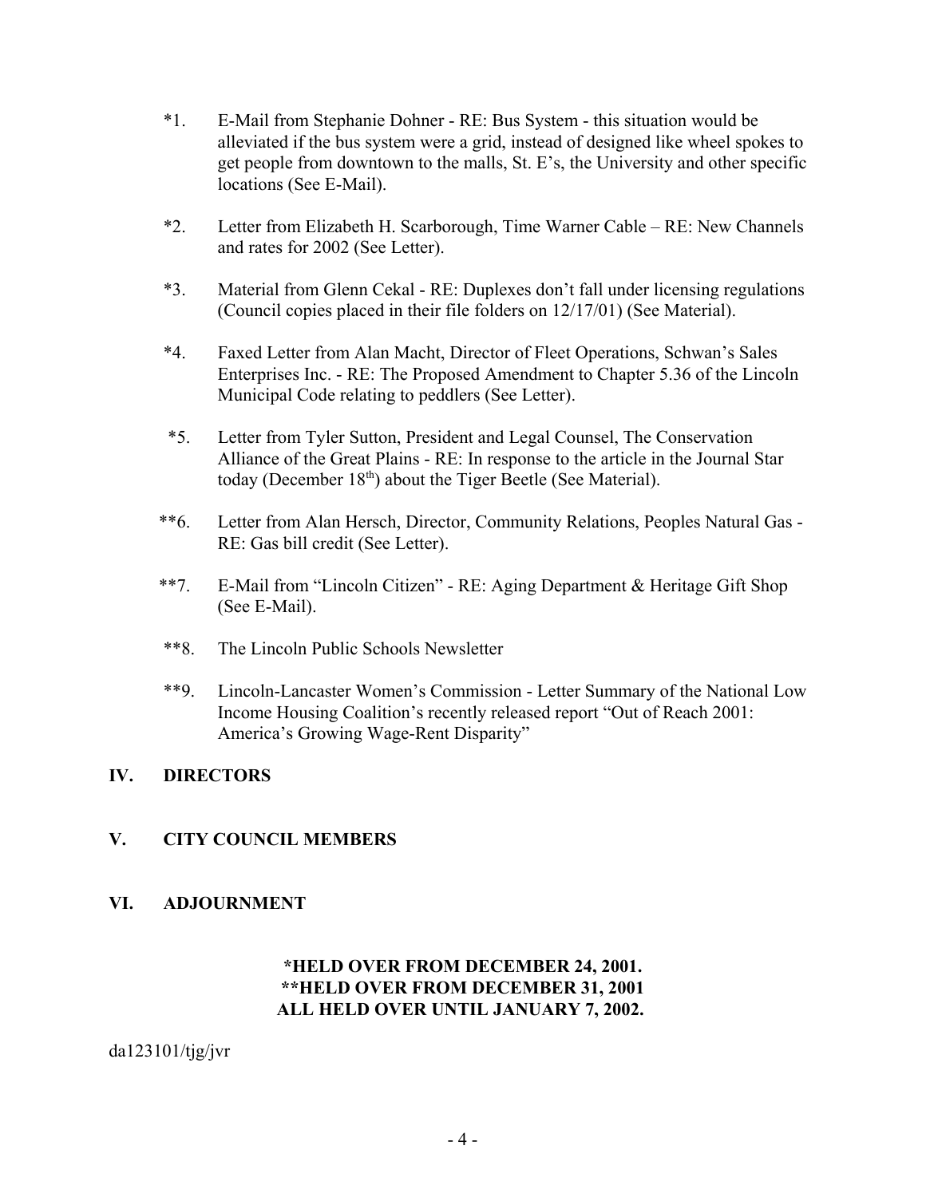*1. E-Mail from Stephanie Dohner - RE: Bus System - this situation would be alleviated if the bus system were a grid, instead of designed like wheel spokes to get people from downtown to the malls, St. E's, the University and other specific locations (See E-Mail).

*2. Letter from Elizabeth H. Scarborough, Time Warner Cable – RE: New Channels and rates for 2002 (See Letter).

*3. Material from Glenn Cekal - RE: Duplexes don't fall under licensing regulations (Council copies placed in their file folders on 12/17/01) (See Material).

*4. Faxed Letter from Alan Macht, Director of Fleet Operations, Schwan's Sales Enterprises Inc. - RE: The Proposed Amendment to Chapter 5.36 of the Lincoln Municipal Code relating to peddlers (See Letter).

*5. Letter from Tyler Sutton, President and Legal Counsel, The Conservation Alliance of the Great Plains - RE: In response to the article in the Journal Star today (December 18th) about the Tiger Beetle (See Material).

**6. Letter from Alan Hersch, Director, Community Relations, Peoples Natural Gas - RE: Gas bill credit (See Letter).

**7. E-Mail from "Lincoln Citizen" - RE: Aging Department & Heritage Gift Shop (See E-Mail).

**8. The Lincoln Public Schools Newsletter

**9. Lincoln-Lancaster Women's Commission - Letter Summary of the National Low Income Housing Coalition's recently released report "Out of Reach 2001: America's Growing Wage-Rent Disparity"

## IV. DIRECTORS

## V. CITY COUNCIL MEMBERS

## VI. ADJOURNMENT

**\*HELD OVER FROM DECEMBER 24, 2001.**
**\*\*HELD OVER FROM DECEMBER 31, 2001**
**ALL HELD OVER UNTIL JANUARY 7, 2002.**

da123101/tjg/jvr